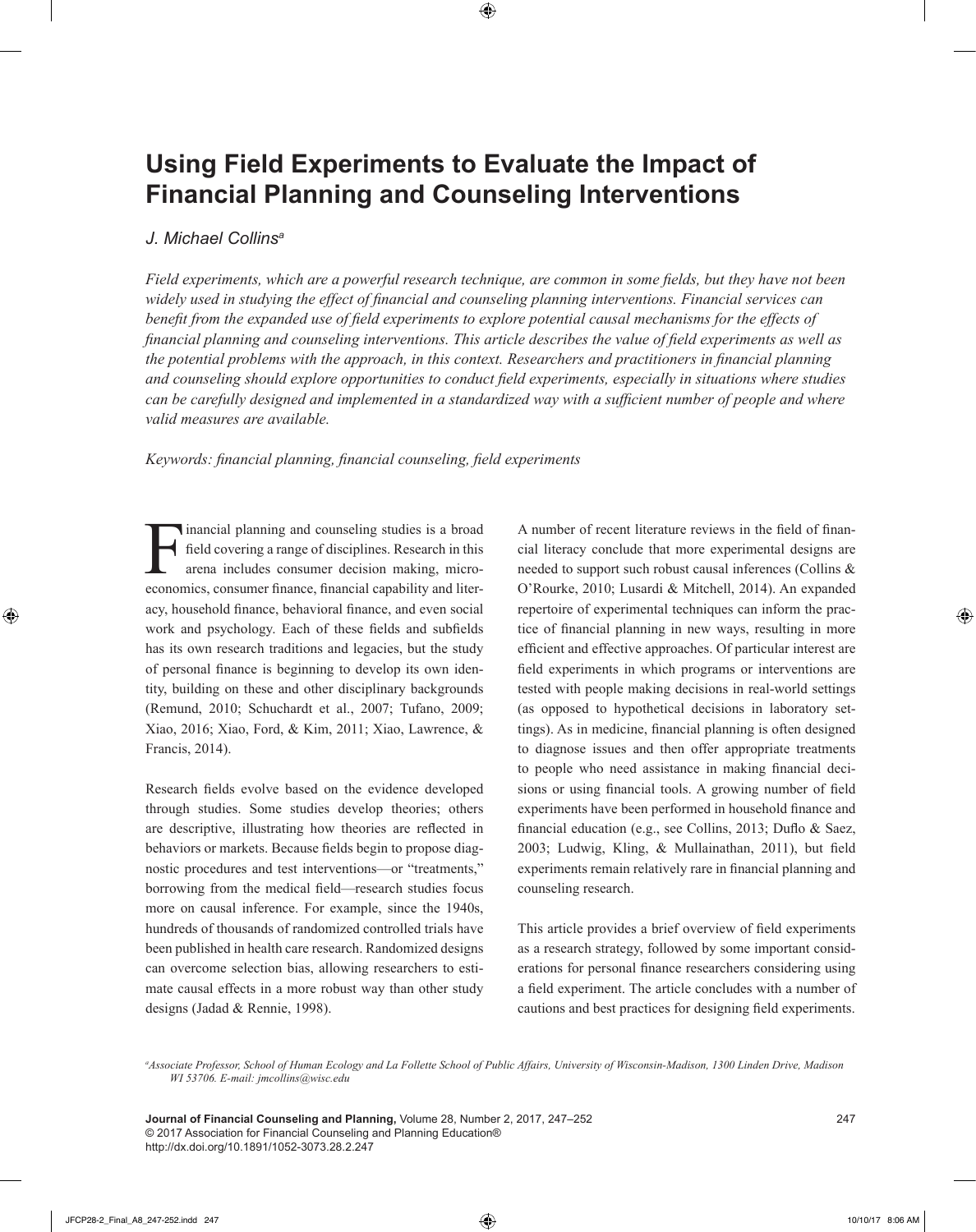# Using Field Experiments to Evaluate the Impact of Financial Planning and Counseling Interventions

*J. Michael Collins*[a]

*Field experiments, which are a powerful research technique, are common in some fields, but they have not been widely used in studying the effect of financial and counseling planning interventions. Financial services can benefit from the expanded use of field experiments to explore potential causal mechanisms for the effects of financial planning and counseling interventions. This article describes the value of field experiments as well as the potential problems with the approach, in this context. Researchers and practitioners in financial planning and counseling should explore opportunities to conduct field experiments, especially in situations where studies can be carefully designed and implemented in a standardized way with a sufficient number of people and where valid measures are available.*

*Keywords: financial planning, financial counseling, field experiments*

Financial planning and counseling studies is a broad field covering a range of disciplines. Research in this arena includes consumer decision making, microeconomics, consumer finance, financial capability and literacy, household finance, behavioral finance, and even social work and psychology. Each of these fields and subfields has its own research traditions and legacies, but the study of personal finance is beginning to develop its own identity, building on these and other disciplinary backgrounds (Remund, 2010; Schuchardt et al., 2007; Tufano, 2009; Xiao, 2016; Xiao, Ford, & Kim, 2011; Xiao, Lawrence, & Francis, 2014).

Research fields evolve based on the evidence developed through studies. Some studies develop theories; others are descriptive, illustrating how theories are reflected in behaviors or markets. Because fields begin to propose diagnostic procedures and test interventions—or "treatments," borrowing from the medical field—research studies focus more on causal inference. For example, since the 1940s, hundreds of thousands of randomized controlled trials have been published in health care research. Randomized designs can overcome selection bias, allowing researchers to estimate causal effects in a more robust way than other study designs (Jadad & Rennie, 1998).

A number of recent literature reviews in the field of financial literacy conclude that more experimental designs are needed to support such robust causal inferences (Collins & O'Rourke, 2010; Lusardi & Mitchell, 2014). An expanded repertoire of experimental techniques can inform the practice of financial planning in new ways, resulting in more efficient and effective approaches. Of particular interest are field experiments in which programs or interventions are tested with people making decisions in real-world settings (as opposed to hypothetical decisions in laboratory settings). As in medicine, financial planning is often designed to diagnose issues and then offer appropriate treatments to people who need assistance in making financial decisions or using financial tools. A growing number of field experiments have been performed in household finance and financial education (e.g., see Collins, 2013; Duflo & Saez, 2003; Ludwig, Kling, & Mullainathan, 2011), but field experiments remain relatively rare in financial planning and counseling research.

This article provides a brief overview of field experiments as a research strategy, followed by some important considerations for personal finance researchers considering using a field experiment. The article concludes with a number of cautions and best practices for designing field experiments.

[a]*Associate Professor, School of Human Ecology and La Follette School of Public Affairs, University of Wisconsin-Madison, 1300 Linden Drive, Madison WI 53706. E-mail: jmcollins@wisc.edu*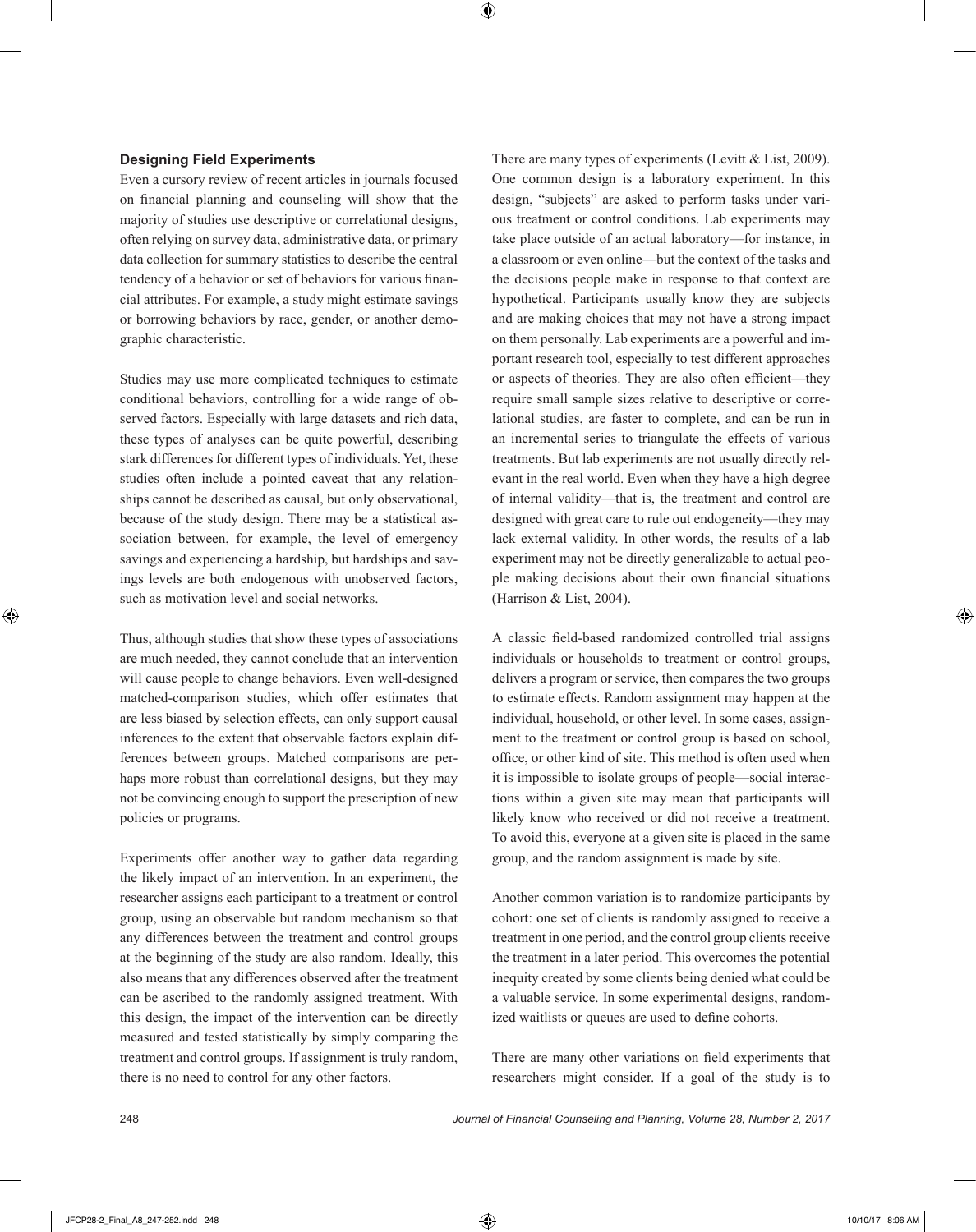### Designing Field Experiments

Even a cursory review of recent articles in journals focused on financial planning and counseling will show that the majority of studies use descriptive or correlational designs, often relying on survey data, administrative data, or primary data collection for summary statistics to describe the central tendency of a behavior or set of behaviors for various financial attributes. For example, a study might estimate savings or borrowing behaviors by race, gender, or another demographic characteristic.

Studies may use more complicated techniques to estimate conditional behaviors, controlling for a wide range of observed factors. Especially with large datasets and rich data, these types of analyses can be quite powerful, describing stark differences for different types of individuals. Yet, these studies often include a pointed caveat that any relationships cannot be described as causal, but only observational, because of the study design. There may be a statistical association between, for example, the level of emergency savings and experiencing a hardship, but hardships and savings levels are both endogenous with unobserved factors, such as motivation level and social networks.

Thus, although studies that show these types of associations are much needed, they cannot conclude that an intervention will cause people to change behaviors. Even well-designed matched-comparison studies, which offer estimates that are less biased by selection effects, can only support causal inferences to the extent that observable factors explain differences between groups. Matched comparisons are perhaps more robust than correlational designs, but they may not be convincing enough to support the prescription of new policies or programs.

Experiments offer another way to gather data regarding the likely impact of an intervention. In an experiment, the researcher assigns each participant to a treatment or control group, using an observable but random mechanism so that any differences between the treatment and control groups at the beginning of the study are also random. Ideally, this also means that any differences observed after the treatment can be ascribed to the randomly assigned treatment. With this design, the impact of the intervention can be directly measured and tested statistically by simply comparing the treatment and control groups. If assignment is truly random, there is no need to control for any other factors.

There are many types of experiments (Levitt & List, 2009). One common design is a laboratory experiment. In this design, "subjects" are asked to perform tasks under various treatment or control conditions. Lab experiments may take place outside of an actual laboratory—for instance, in a classroom or even online—but the context of the tasks and the decisions people make in response to that context are hypothetical. Participants usually know they are subjects and are making choices that may not have a strong impact on them personally. Lab experiments are a powerful and important research tool, especially to test different approaches or aspects of theories. They are also often efficient—they require small sample sizes relative to descriptive or correlational studies, are faster to complete, and can be run in an incremental series to triangulate the effects of various treatments. But lab experiments are not usually directly relevant in the real world. Even when they have a high degree of internal validity—that is, the treatment and control are designed with great care to rule out endogeneity—they may lack external validity. In other words, the results of a lab experiment may not be directly generalizable to actual people making decisions about their own financial situations (Harrison & List, 2004).

A classic field-based randomized controlled trial assigns individuals or households to treatment or control groups, delivers a program or service, then compares the two groups to estimate effects. Random assignment may happen at the individual, household, or other level. In some cases, assignment to the treatment or control group is based on school, office, or other kind of site. This method is often used when it is impossible to isolate groups of people—social interactions within a given site may mean that participants will likely know who received or did not receive a treatment. To avoid this, everyone at a given site is placed in the same group, and the random assignment is made by site.

Another common variation is to randomize participants by cohort: one set of clients is randomly assigned to receive a treatment in one period, and the control group clients receive the treatment in a later period. This overcomes the potential inequity created by some clients being denied what could be a valuable service. In some experimental designs, randomized waitlists or queues are used to define cohorts.

There are many other variations on field experiments that researchers might consider. If a goal of the study is to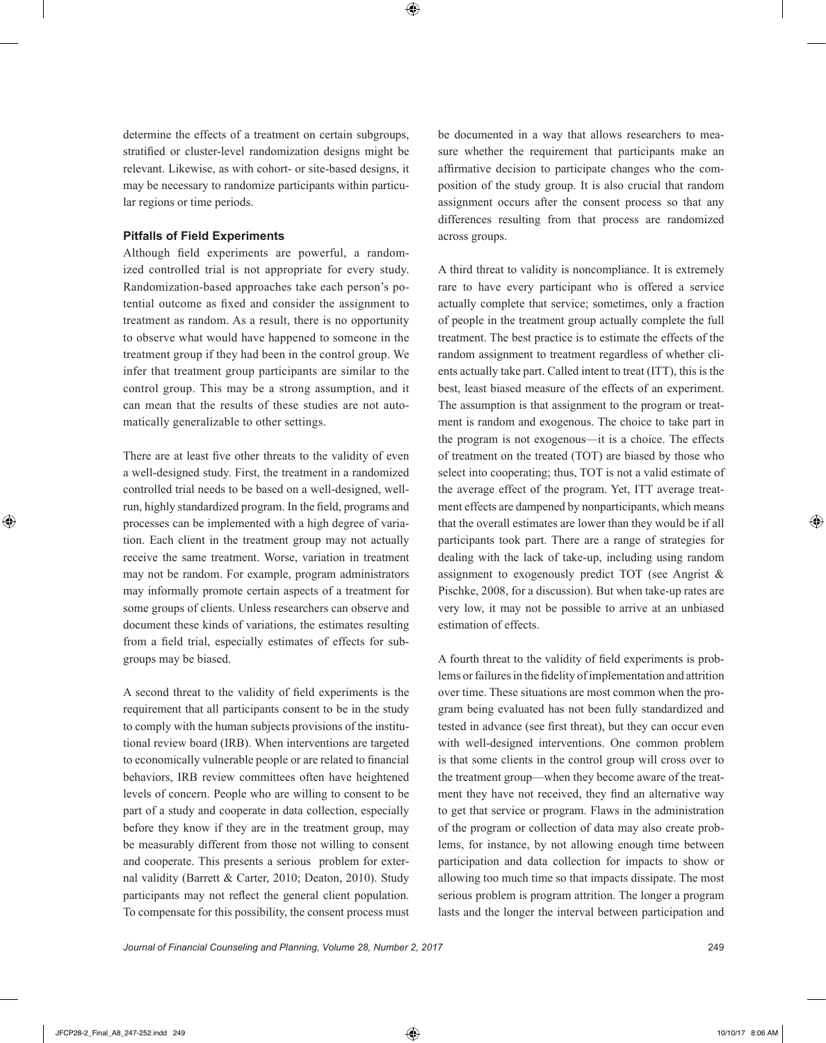determine the effects of a treatment on certain subgroups, stratified or cluster-level randomization designs might be relevant. Likewise, as with cohort- or site-based designs, it may be necessary to randomize participants within particular regions or time periods.

### Pitfalls of Field Experiments

Although field experiments are powerful, a randomized controlled trial is not appropriate for every study. Randomization-based approaches take each person's potential outcome as fixed and consider the assignment to treatment as random. As a result, there is no opportunity to observe what would have happened to someone in the treatment group if they had been in the control group. We infer that treatment group participants are similar to the control group. This may be a strong assumption, and it can mean that the results of these studies are not automatically generalizable to other settings.

There are at least five other threats to the validity of even a well-designed study. First, the treatment in a randomized controlled trial needs to be based on a well-designed, well-run, highly standardized program. In the field, programs and processes can be implemented with a high degree of variation. Each client in the treatment group may not actually receive the same treatment. Worse, variation in treatment may not be random. For example, program administrators may informally promote certain aspects of a treatment for some groups of clients. Unless researchers can observe and document these kinds of variations, the estimates resulting from a field trial, especially estimates of effects for subgroups may be biased.

A second threat to the validity of field experiments is the requirement that all participants consent to be in the study to comply with the human subjects provisions of the institutional review board (IRB). When interventions are targeted to economically vulnerable people or are related to financial behaviors, IRB review committees often have heightened levels of concern. People who are willing to consent to be part of a study and cooperate in data collection, especially before they know if they are in the treatment group, may be measurably different from those not willing to consent and cooperate. This presents a serious problem for external validity (Barrett & Carter, 2010; Deaton, 2010). Study participants may not reflect the general client population. To compensate for this possibility, the consent process must be documented in a way that allows researchers to measure whether the requirement that participants make an affirmative decision to participate changes who the composition of the study group. It is also crucial that random assignment occurs after the consent process so that any differences resulting from that process are randomized across groups.

A third threat to validity is noncompliance. It is extremely rare to have every participant who is offered a service actually complete that service; sometimes, only a fraction of people in the treatment group actually complete the full treatment. The best practice is to estimate the effects of the random assignment to treatment regardless of whether clients actually take part. Called intent to treat (ITT), this is the best, least biased measure of the effects of an experiment. The assumption is that assignment to the program or treatment is random and exogenous. The choice to take part in the program is not exogenous—it is a choice. The effects of treatment on the treated (TOT) are biased by those who select into cooperating; thus, TOT is not a valid estimate of the average effect of the program. Yet, ITT average treatment effects are dampened by nonparticipants, which means that the overall estimates are lower than they would be if all participants took part. There are a range of strategies for dealing with the lack of take-up, including using random assignment to exogenously predict TOT (see Angrist & Pischke, 2008, for a discussion). But when take-up rates are very low, it may not be possible to arrive at an unbiased estimation of effects.

A fourth threat to the validity of field experiments is problems or failures in the fidelity of implementation and attrition over time. These situations are most common when the program being evaluated has not been fully standardized and tested in advance (see first threat), but they can occur even with well-designed interventions. One common problem is that some clients in the control group will cross over to the treatment group—when they become aware of the treatment they have not received, they find an alternative way to get that service or program. Flaws in the administration of the program or collection of data may also create problems, for instance, by not allowing enough time between participation and data collection for impacts to show or allowing too much time so that impacts dissipate. The most serious problem is program attrition. The longer a program lasts and the longer the interval between participation and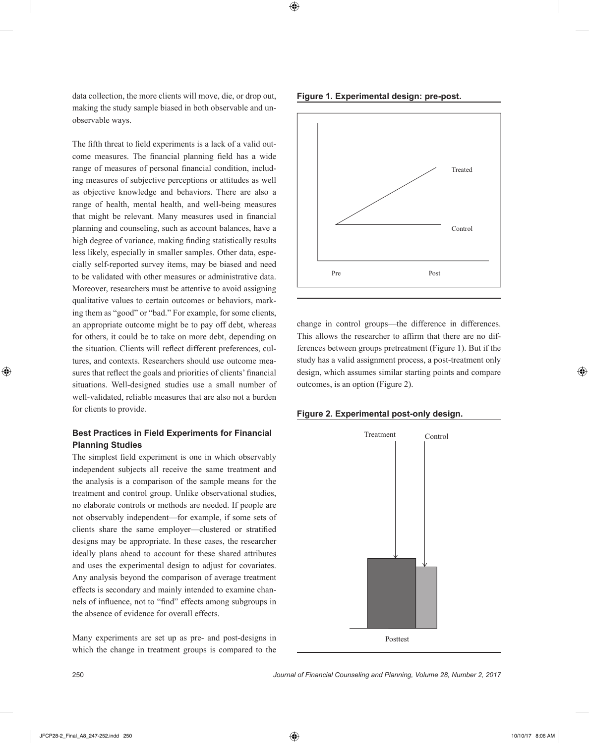data collection, the more clients will move, die, or drop out, making the study sample biased in both observable and unobservable ways.

The fifth threat to field experiments is a lack of a valid outcome measures. The financial planning field has a wide range of measures of personal financial condition, including measures of subjective perceptions or attitudes as well as objective knowledge and behaviors. There are also a range of health, mental health, and well-being measures that might be relevant. Many measures used in financial planning and counseling, such as account balances, have a high degree of variance, making finding statistically results less likely, especially in smaller samples. Other data, especially self-reported survey items, may be biased and need to be validated with other measures or administrative data. Moreover, researchers must be attentive to avoid assigning qualitative values to certain outcomes or behaviors, marking them as "good" or "bad." For example, for some clients, an appropriate outcome might be to pay off debt, whereas for others, it could be to take on more debt, depending on the situation. Clients will reflect different preferences, cultures, and contexts. Researchers should use outcome measures that reflect the goals and priorities of clients' financial situations. Well-designed studies use a small number of well-validated, reliable measures that are also not a burden for clients to provide.

### Best Practices in Field Experiments for Financial Planning Studies

The simplest field experiment is one in which observably independent subjects all receive the same treatment and the analysis is a comparison of the sample means for the treatment and control group. Unlike observational studies, no elaborate controls or methods are needed. If people are not observably independent—for example, if some sets of clients share the same employer—clustered or stratified designs may be appropriate. In these cases, the researcher ideally plans ahead to account for these shared attributes and uses the experimental design to adjust for covariates. Any analysis beyond the comparison of average treatment effects is secondary and mainly intended to examine channels of influence, not to "find" effects among subgroups in the absence of evidence for overall effects.

Many experiments are set up as pre- and post-designs in which the change in treatment groups is compared to the change in control groups—the difference in differences. This allows the researcher to affirm that there are no differences between groups pretreatment (Figure 1). But if the study has a valid assignment process, a post-treatment only design, which assumes similar starting points and compare outcomes, is an option (Figure 2).

**Figure 1. Experimental design: pre-post.**

Treated

Control

Pre Post

**Figure 2. Experimental post-only design.**

Treatment Control

Posttest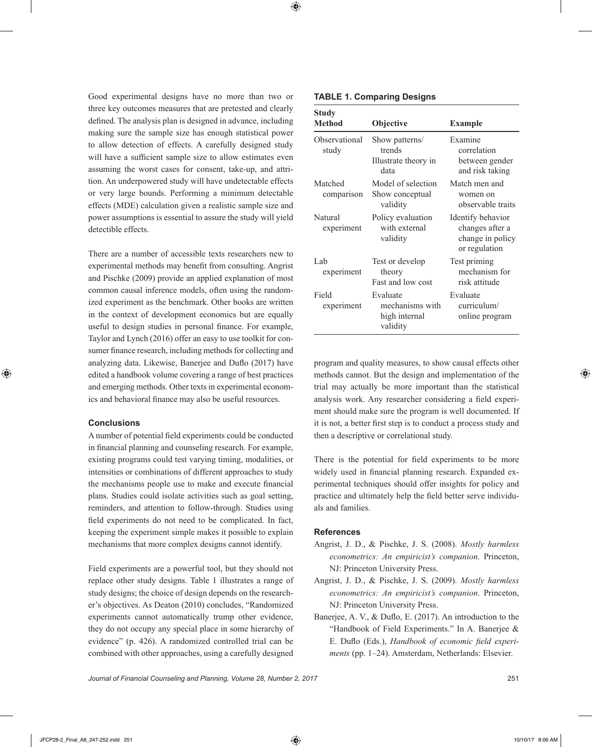Good experimental designs have no more than two or three key outcomes measures that are pretested and clearly defined. The analysis plan is designed in advance, including making sure the sample size has enough statistical power to allow detection of effects. A carefully designed study will have a sufficient sample size to allow estimates even assuming the worst cases for consent, take-up, and attrition. An underpowered study will have undetectable effects or very large bounds. Performing a minimum detectable effects (MDE) calculation given a realistic sample size and power assumptions is essential to assure the study will yield detectible effects.

There are a number of accessible texts researchers new to experimental methods may benefit from consulting. Angrist and Pischke (2009) provide an applied explanation of most common causal inference models, often using the randomized experiment as the benchmark. Other books are written in the context of development economics but are equally useful to design studies in personal finance. For example, Taylor and Lynch (2016) offer an easy to use toolkit for consumer finance research, including methods for collecting and analyzing data. Likewise, Banerjee and Duflo (2017) have edited a handbook volume covering a range of best practices and emerging methods. Other texts in experimental economics and behavioral finance may also be useful resources.

### Conclusions

A number of potential field experiments could be conducted in financial planning and counseling research. For example, existing programs could test varying timing, modalities, or intensities or combinations of different approaches to study the mechanisms people use to make and execute financial plans. Studies could isolate activities such as goal setting, reminders, and attention to follow-through. Studies using field experiments do not need to be complicated. In fact, keeping the experiment simple makes it possible to explain mechanisms that more complex designs cannot identify.

Field experiments are a powerful tool, but they should not replace other study designs. Table 1 illustrates a range of study designs; the choice of design depends on the researcher's objectives. As Deaton (2010) concludes, "Randomized experiments cannot automatically trump other evidence, they do not occupy any special place in some hierarchy of evidence" (p. 426). A randomized controlled trial can be combined with other approaches, using a carefully designed program and quality measures, to show causal effects other methods cannot. But the design and implementation of the trial may actually be more important than the statistical analysis work. Any researcher considering a field experiment should make sure the program is well documented. If it is not, a better first step is to conduct a process study and then a descriptive or correlational study.

**TABLE 1. Comparing Designs**

| Study Method | Objective | Example |
|---|---|---|
| Observational study | Show patterns/trends<br>Illustrate theory in data | Examine correlation between gender and risk taking |
| Matched comparison | Model of selection<br>Show conceptual validity | Match men and women on observable traits |
| Natural experiment | Policy evaluation with external validity | Identify behavior changes after a change in policy or regulation |
| Lab experiment | Test or develop theory<br>Fast and low cost | Test priming mechanism for risk attitude |
| Field experiment | Evaluate mechanisms with high internal validity | Evaluate curriculum/online program |

There is the potential for field experiments to be more widely used in financial planning research. Expanded experimental techniques should offer insights for policy and practice and ultimately help the field better serve individuals and families.

### References

Angrist, J. D., & Pischke, J. S. (2008). *Mostly harmless econometrics: An empiricist's companion*. Princeton, NJ: Princeton University Press.

Angrist, J. D., & Pischke, J. S. (2009). *Mostly harmless econometrics: An empiricist's companion*. Princeton, NJ: Princeton University Press.

Banerjee, A. V., & Duflo, E. (2017). An introduction to the "Handbook of Field Experiments." In A. Banerjee & E. Duflo (Eds.), *Handbook of economic field experiments* (pp. 1–24). Amsterdam, Netherlands: Elsevier.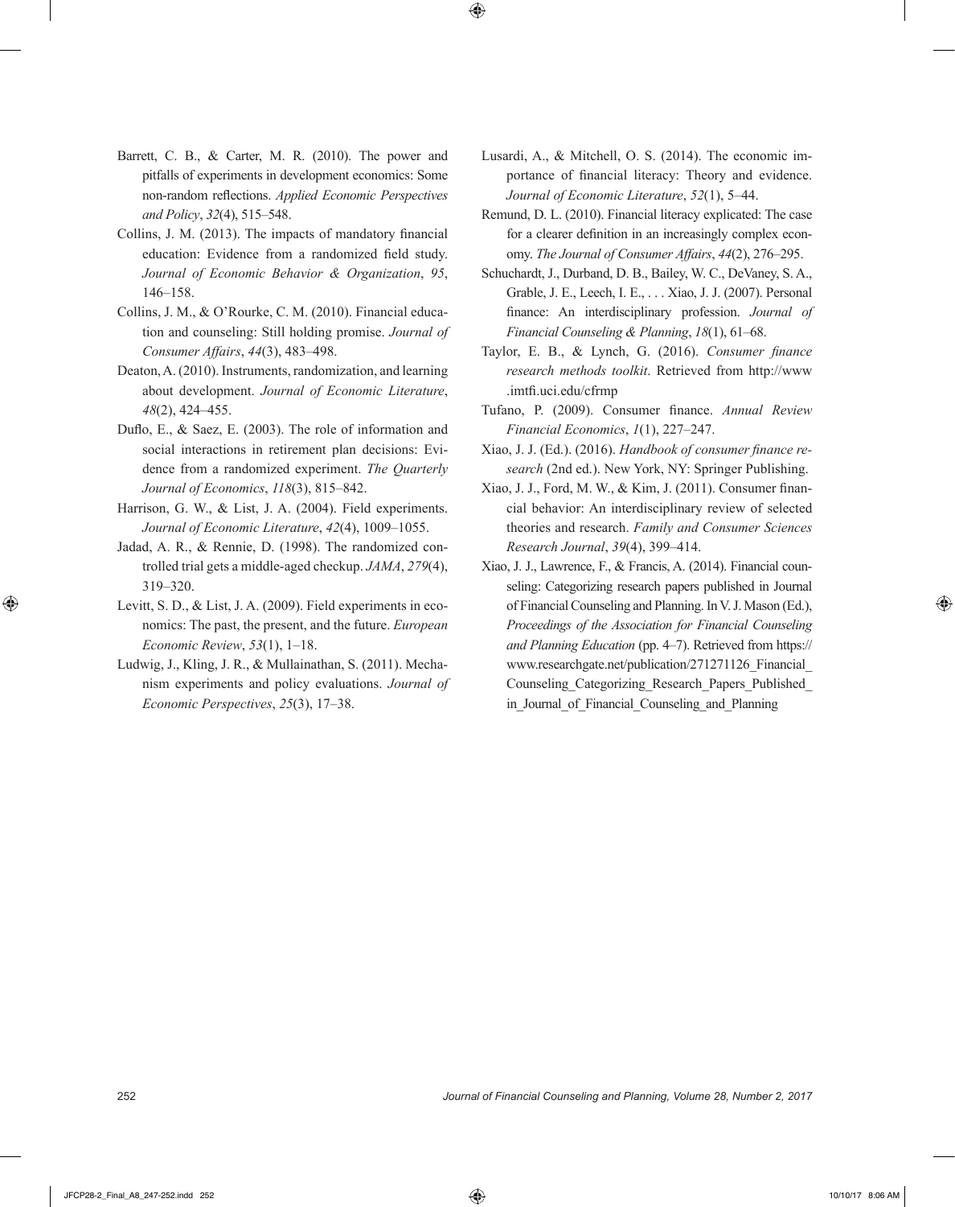Barrett, C. B., & Carter, M. R. (2010). The power and pitfalls of experiments in development economics: Some non-random reflections. *Applied Economic Perspectives and Policy*, *32*(4), 515–548.

Collins, J. M. (2013). The impacts of mandatory financial education: Evidence from a randomized field study. *Journal of Economic Behavior & Organization*, *95*, 146–158.

Collins, J. M., & O'Rourke, C. M. (2010). Financial education and counseling: Still holding promise. *Journal of Consumer Affairs*, *44*(3), 483–498.

Deaton, A. (2010). Instruments, randomization, and learning about development. *Journal of Economic Literature*, *48*(2), 424–455.

Duflo, E., & Saez, E. (2003). The role of information and social interactions in retirement plan decisions: Evidence from a randomized experiment. *The Quarterly Journal of Economics*, *118*(3), 815–842.

Harrison, G. W., & List, J. A. (2004). Field experiments. *Journal of Economic Literature*, *42*(4), 1009–1055.

Jadad, A. R., & Rennie, D. (1998). The randomized controlled trial gets a middle-aged checkup. *JAMA*, *279*(4), 319–320.

Levitt, S. D., & List, J. A. (2009). Field experiments in economics: The past, the present, and the future. *European Economic Review*, *53*(1), 1–18.

Ludwig, J., Kling, J. R., & Mullainathan, S. (2011). Mechanism experiments and policy evaluations. *Journal of Economic Perspectives*, *25*(3), 17–38.

Lusardi, A., & Mitchell, O. S. (2014). The economic importance of financial literacy: Theory and evidence. *Journal of Economic Literature*, *52*(1), 5–44.

Remund, D. L. (2010). Financial literacy explicated: The case for a clearer definition in an increasingly complex economy. *The Journal of Consumer Affairs*, *44*(2), 276–295.

Schuchardt, J., Durband, D. B., Bailey, W. C., DeVaney, S. A., Grable, J. E., Leech, I. E., . . . Xiao, J. J. (2007). Personal finance: An interdisciplinary profession. *Journal of Financial Counseling & Planning*, *18*(1), 61–68.

Taylor, E. B., & Lynch, G. (2016). *Consumer finance research methods toolkit*. Retrieved from http://www.imtfi.uci.edu/cfrmp

Tufano, P. (2009). Consumer finance. *Annual Review Financial Economics*, *1*(1), 227–247.

Xiao, J. J. (Ed.). (2016). *Handbook of consumer finance research* (2nd ed.). New York, NY: Springer Publishing.

Xiao, J. J., Ford, M. W., & Kim, J. (2011). Consumer financial behavior: An interdisciplinary review of selected theories and research. *Family and Consumer Sciences Research Journal*, *39*(4), 399–414.

Xiao, J. J., Lawrence, F., & Francis, A. (2014). Financial counseling: Categorizing research papers published in Journal of Financial Counseling and Planning. In V. J. Mason (Ed.), *Proceedings of the Association for Financial Counseling and Planning Education* (pp. 4–7). Retrieved from https://www.researchgate.net/publication/271271126_Financial_Counseling_Categorizing_Research_Papers_Published_in_Journal_of_Financial_Counseling_and_Planning